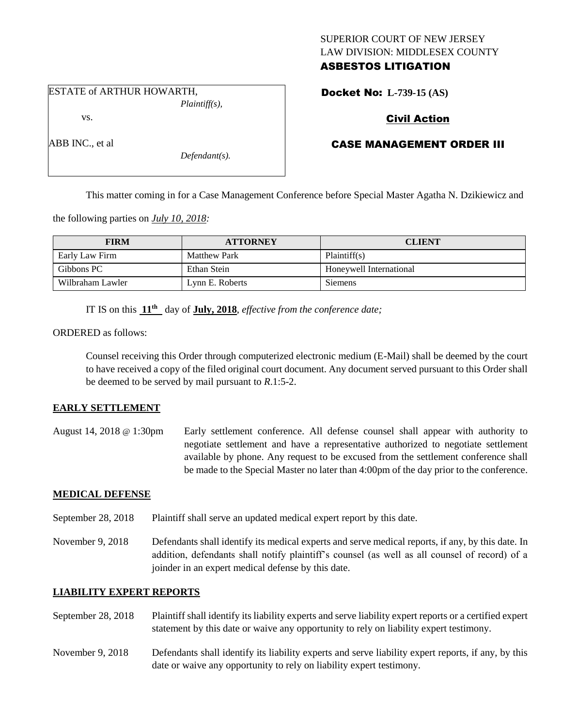SUPERIOR COURT OF NEW JERSEY
LAW DIVISION: MIDDLESEX COUNTY

**ASBESTOS LITIGATION**

ESTATE of ARTHUR HOWARTH,
*Plaintiff(s),*

vs.

ABB INC., et al
*Defendant(s).*

**Docket No: L-739-15 (AS)**

**Civil Action**

**CASE MANAGEMENT ORDER III**

This matter coming in for a Case Management Conference before Special Master Agatha N. Dzikiewicz and the following parties on *July 10, 2018:*

| FIRM | ATTORNEY | CLIENT |
| --- | --- | --- |
| Early Law Firm | Matthew Park | Plaintiff(s) |
| Gibbons PC | Ethan Stein | Honeywell International |
| Wilbraham Lawler | Lynn E. Roberts | Siemens |

IT IS on this **11th** day of **July, 2018**, *effective from the conference date;*

ORDERED as follows:

Counsel receiving this Order through computerized electronic medium (E-Mail) shall be deemed by the court to have received a copy of the filed original court document. Any document served pursuant to this Order shall be deemed to be served by mail pursuant to *R*.1:5-2.

## EARLY SETTLEMENT

August 14, 2018 @ 1:30pm — Early settlement conference. All defense counsel shall appear with authority to negotiate settlement and have a representative authorized to negotiate settlement available by phone. Any request to be excused from the settlement conference shall be made to the Special Master no later than 4:00pm of the day prior to the conference.

## MEDICAL DEFENSE

September 28, 2018 — Plaintiff shall serve an updated medical expert report by this date.

November 9, 2018 — Defendants shall identify its medical experts and serve medical reports, if any, by this date. In addition, defendants shall notify plaintiff's counsel (as well as all counsel of record) of a joinder in an expert medical defense by this date.

## LIABILITY EXPERT REPORTS

September 28, 2018 — Plaintiff shall identify its liability experts and serve liability expert reports or a certified expert statement by this date or waive any opportunity to rely on liability expert testimony.

November 9, 2018 — Defendants shall identify its liability experts and serve liability expert reports, if any, by this date or waive any opportunity to rely on liability expert testimony.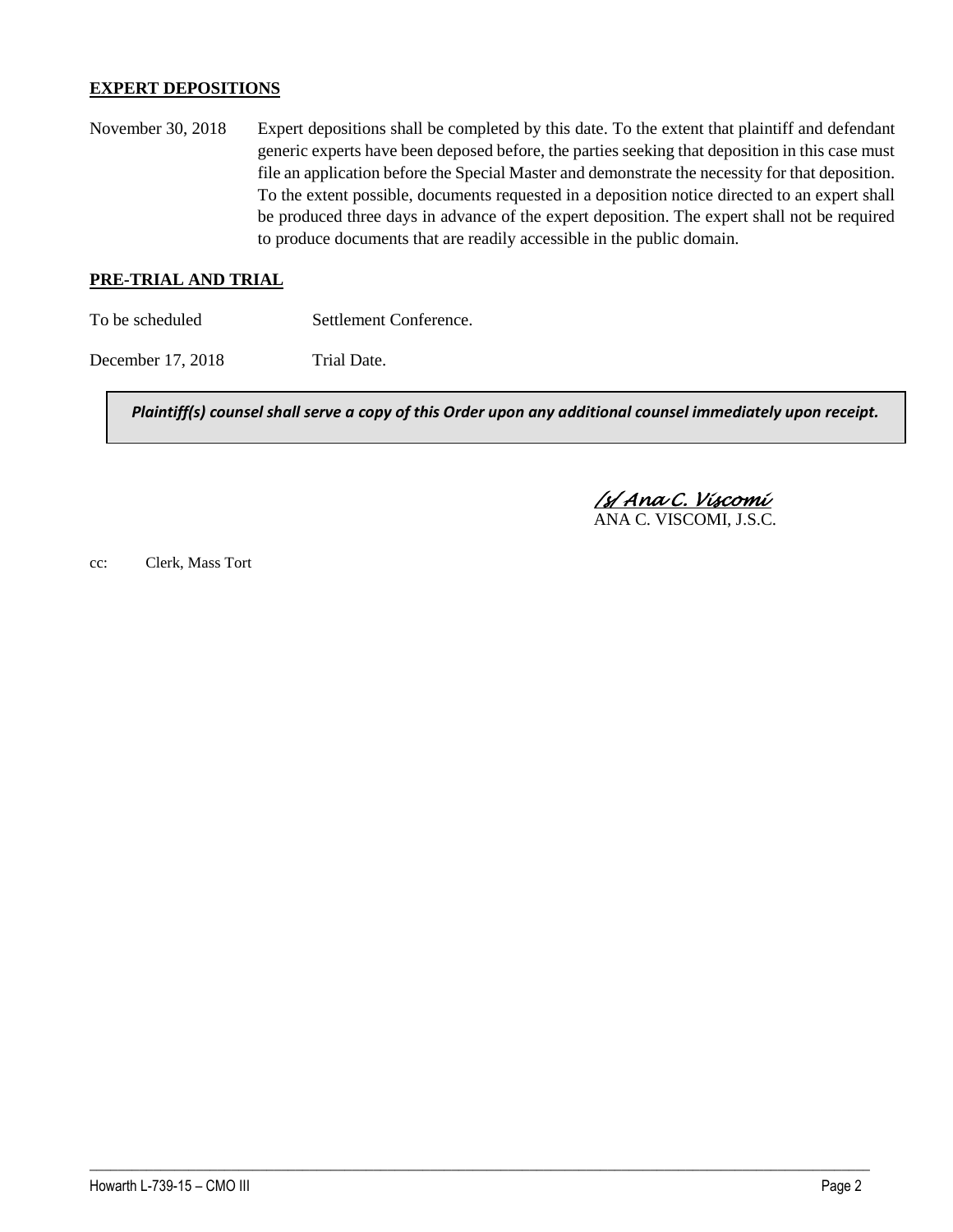**EXPERT DEPOSITIONS**

| | |
|---|---|
| November 30, 2018 | Expert depositions shall be completed by this date. To the extent that plaintiff and defendant generic experts have been deposed before, the parties seeking that deposition in this case must file an application before the Special Master and demonstrate the necessity for that deposition. To the extent possible, documents requested in a deposition notice directed to an expert shall be produced three days in advance of the expert deposition. The expert shall not be required to produce documents that are readily accessible in the public domain. |

**PRE-TRIAL AND TRIAL**

| | |
|---|---|
| To be scheduled | Settlement Conference. |
| December 17, 2018 | Trial Date. |

***Plaintiff(s) counsel shall serve a copy of this Order upon any additional counsel immediately upon receipt.***

*/s/ Ana C. Viscomi*
ANA C. VISCOMI, J.S.C.

cc: Clerk, Mass Tort